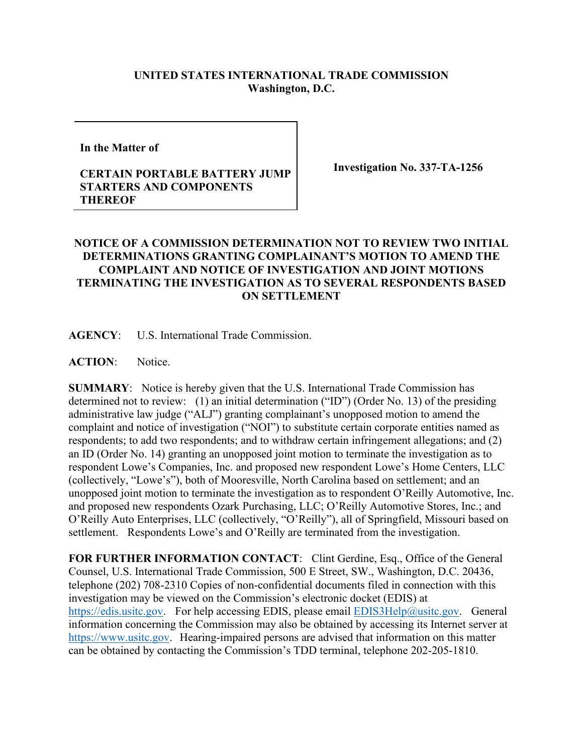**UNITED STATES INTERNATIONAL TRADE COMMISSION**
**Washington, D.C.**

| In the Matter of<br><br>**CERTAIN PORTABLE BATTERY JUMP STARTERS AND COMPONENTS THEREOF** | **Investigation No. 337-TA-1256** |
|---|---|

**NOTICE OF A COMMISSION DETERMINATION NOT TO REVIEW TWO INITIAL DETERMINATIONS GRANTING COMPLAINANT'S MOTION TO AMEND THE COMPLAINT AND NOTICE OF INVESTIGATION AND JOINT MOTIONS TERMINATING THE INVESTIGATION AS TO SEVERAL RESPONDENTS BASED ON SETTLEMENT**

**AGENCY**: U.S. International Trade Commission.

**ACTION**: Notice.

**SUMMARY**: Notice is hereby given that the U.S. International Trade Commission has determined not to review: (1) an initial determination ("ID") (Order No. 13) of the presiding administrative law judge ("ALJ") granting complainant's unopposed motion to amend the complaint and notice of investigation ("NOI") to substitute certain corporate entities named as respondents; to add two respondents; and to withdraw certain infringement allegations; and (2) an ID (Order No. 14) granting an unopposed joint motion to terminate the investigation as to respondent Lowe's Companies, Inc. and proposed new respondent Lowe's Home Centers, LLC (collectively, "Lowe's"), both of Mooresville, North Carolina based on settlement; and an unopposed joint motion to terminate the investigation as to respondent O'Reilly Automotive, Inc. and proposed new respondents Ozark Purchasing, LLC; O'Reilly Automotive Stores, Inc.; and O'Reilly Auto Enterprises, LLC (collectively, "O'Reilly"), all of Springfield, Missouri based on settlement. Respondents Lowe's and O'Reilly are terminated from the investigation.

**FOR FURTHER INFORMATION CONTACT**: Clint Gerdine, Esq., Office of the General Counsel, U.S. International Trade Commission, 500 E Street, SW., Washington, D.C. 20436, telephone (202) 708-2310 Copies of non-confidential documents filed in connection with this investigation may be viewed on the Commission's electronic docket (EDIS) at https://edis.usitc.gov. For help accessing EDIS, please email EDIS3Help@usitc.gov. General information concerning the Commission may also be obtained by accessing its Internet server at https://www.usitc.gov. Hearing-impaired persons are advised that information on this matter can be obtained by contacting the Commission's TDD terminal, telephone 202-205-1810.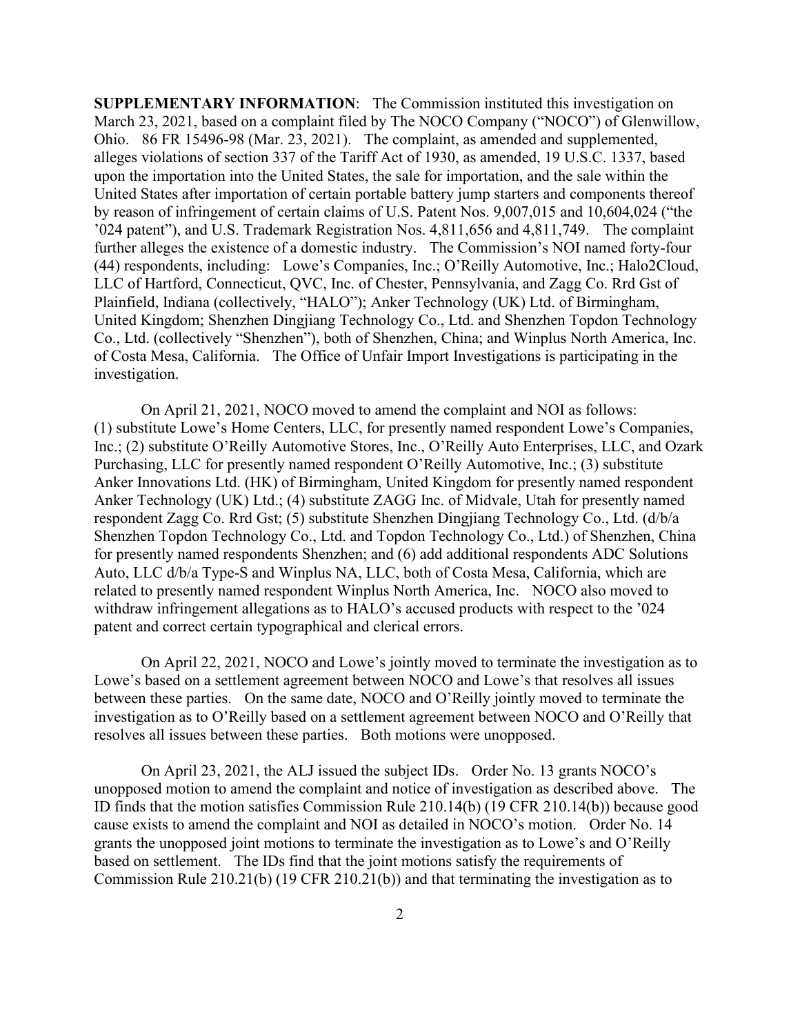**SUPPLEMENTARY INFORMATION**: The Commission instituted this investigation on March 23, 2021, based on a complaint filed by The NOCO Company ("NOCO") of Glenwillow, Ohio. 86 FR 15496-98 (Mar. 23, 2021). The complaint, as amended and supplemented, alleges violations of section 337 of the Tariff Act of 1930, as amended, 19 U.S.C. 1337, based upon the importation into the United States, the sale for importation, and the sale within the United States after importation of certain portable battery jump starters and components thereof by reason of infringement of certain claims of U.S. Patent Nos. 9,007,015 and 10,604,024 ("the '024 patent"), and U.S. Trademark Registration Nos. 4,811,656 and 4,811,749. The complaint further alleges the existence of a domestic industry. The Commission's NOI named forty-four (44) respondents, including: Lowe's Companies, Inc.; O'Reilly Automotive, Inc.; Halo2Cloud, LLC of Hartford, Connecticut, QVC, Inc. of Chester, Pennsylvania, and Zagg Co. Rrd Gst of Plainfield, Indiana (collectively, "HALO"); Anker Technology (UK) Ltd. of Birmingham, United Kingdom; Shenzhen Dingjiang Technology Co., Ltd. and Shenzhen Topdon Technology Co., Ltd. (collectively "Shenzhen"), both of Shenzhen, China; and Winplus North America, Inc. of Costa Mesa, California. The Office of Unfair Import Investigations is participating in the investigation.

On April 21, 2021, NOCO moved to amend the complaint and NOI as follows: (1) substitute Lowe's Home Centers, LLC, for presently named respondent Lowe's Companies, Inc.; (2) substitute O'Reilly Automotive Stores, Inc., O'Reilly Auto Enterprises, LLC, and Ozark Purchasing, LLC for presently named respondent O'Reilly Automotive, Inc.; (3) substitute Anker Innovations Ltd. (HK) of Birmingham, United Kingdom for presently named respondent Anker Technology (UK) Ltd.; (4) substitute ZAGG Inc. of Midvale, Utah for presently named respondent Zagg Co. Rrd Gst; (5) substitute Shenzhen Dingjiang Technology Co., Ltd. (d/b/a Shenzhen Topdon Technology Co., Ltd. and Topdon Technology Co., Ltd.) of Shenzhen, China for presently named respondents Shenzhen; and (6) add additional respondents ADC Solutions Auto, LLC d/b/a Type-S and Winplus NA, LLC, both of Costa Mesa, California, which are related to presently named respondent Winplus North America, Inc. NOCO also moved to withdraw infringement allegations as to HALO's accused products with respect to the '024 patent and correct certain typographical and clerical errors.

On April 22, 2021, NOCO and Lowe's jointly moved to terminate the investigation as to Lowe's based on a settlement agreement between NOCO and Lowe's that resolves all issues between these parties. On the same date, NOCO and O'Reilly jointly moved to terminate the investigation as to O'Reilly based on a settlement agreement between NOCO and O'Reilly that resolves all issues between these parties. Both motions were unopposed.

On April 23, 2021, the ALJ issued the subject IDs. Order No. 13 grants NOCO's unopposed motion to amend the complaint and notice of investigation as described above. The ID finds that the motion satisfies Commission Rule 210.14(b) (19 CFR 210.14(b)) because good cause exists to amend the complaint and NOI as detailed in NOCO's motion. Order No. 14 grants the unopposed joint motions to terminate the investigation as to Lowe's and O'Reilly based on settlement. The IDs find that the joint motions satisfy the requirements of Commission Rule 210.21(b) (19 CFR 210.21(b)) and that terminating the investigation as to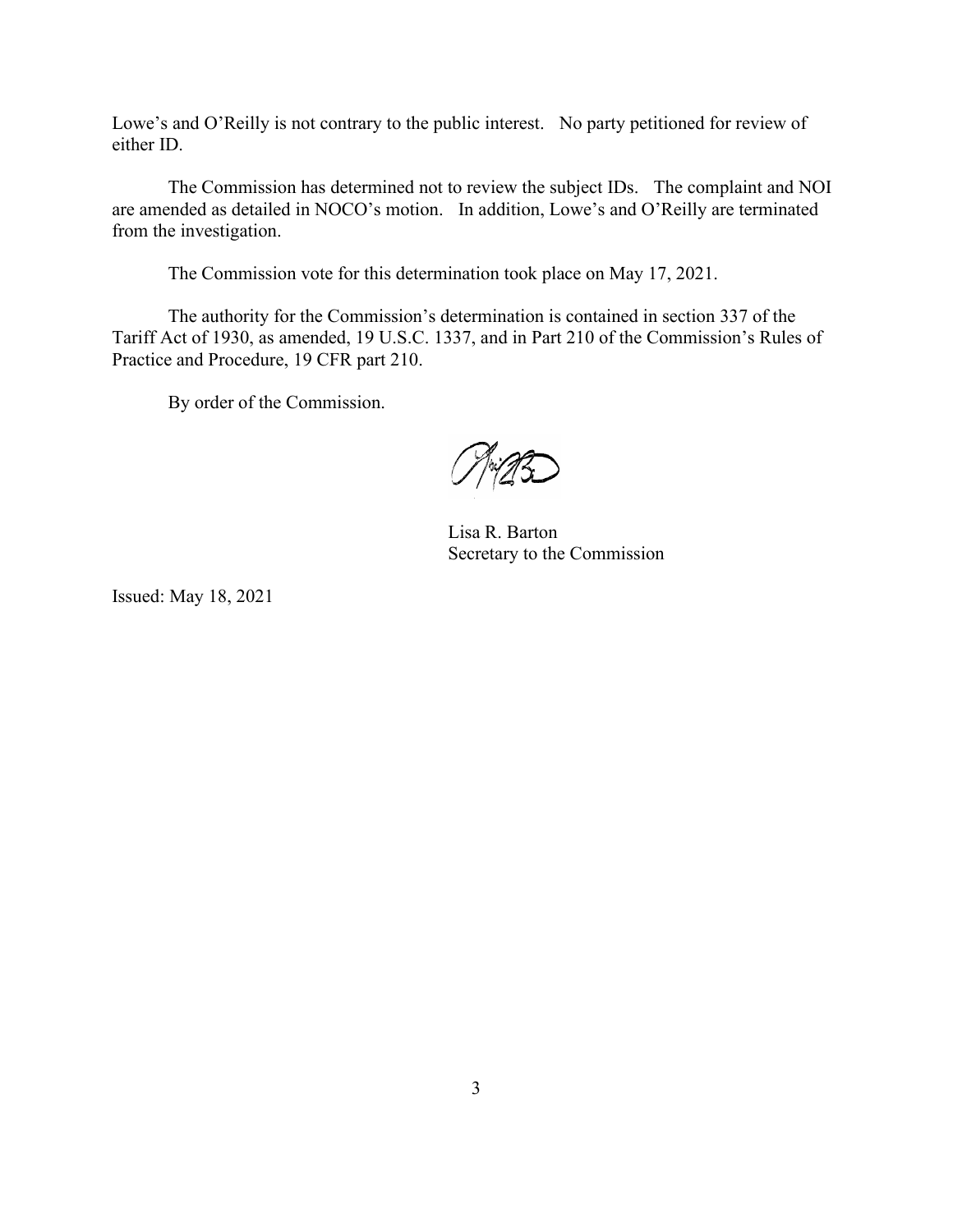Lowe's and O'Reilly is not contrary to the public interest. No party petitioned for review of either ID.

The Commission has determined not to review the subject IDs. The complaint and NOI are amended as detailed in NOCO's motion. In addition, Lowe's and O'Reilly are terminated from the investigation.

The Commission vote for this determination took place on May 17, 2021.

The authority for the Commission's determination is contained in section 337 of the Tariff Act of 1930, as amended, 19 U.S.C. 1337, and in Part 210 of the Commission's Rules of Practice and Procedure, 19 CFR part 210.

By order of the Commission.

Lisa R. Barton
Secretary to the Commission

Issued: May 18, 2021